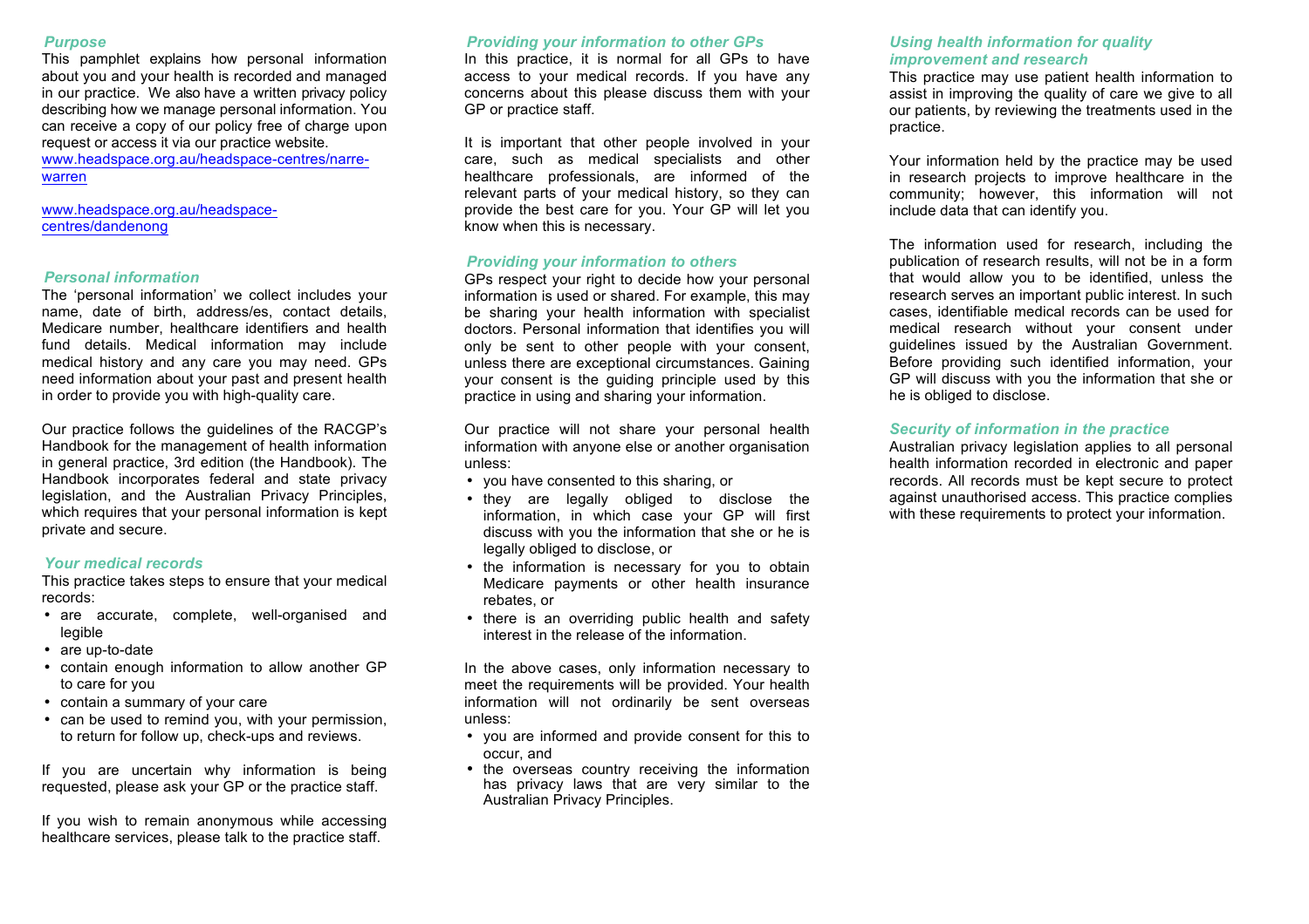## *Purpose*

This pamphlet explains how personal information about you and your health is recorded and managed in our practice. We also have a written privacy policy describing how we manage personal information. You can receive a copy of our policy free of charge upon request or access it via our practice website.

www.headspace.org.au/headspace-centres/narre-warren

www.headspace.org.au/headspace-centres/dandenong

## *Personal information*

The 'personal information' we collect includes your name, date of birth, address/es, contact details, Medicare number, healthcare identifiers and health fund details. Medical information may include medical history and any care you may need. GPs need information about your past and present health in order to provide you with high-quality care.

Our practice follows the guidelines of the RACGP's Handbook for the management of health information in general practice, 3rd edition (the Handbook). The Handbook incorporates federal and state privacy legislation, and the Australian Privacy Principles, which requires that your personal information is kept private and secure.

## *Your medical records*

This practice takes steps to ensure that your medical records:

- are accurate, complete, well-organised and legible
- are up-to-date
- contain enough information to allow another GP to care for you
- contain a summary of your care
- can be used to remind you, with your permission, to return for follow up, check-ups and reviews.

If you are uncertain why information is being requested, please ask your GP or the practice staff.

If you wish to remain anonymous while accessing healthcare services, please talk to the practice staff.

## *Providing your information to other GPs*

In this practice, it is normal for all GPs to have access to your medical records. If you have any concerns about this please discuss them with your GP or practice staff.

It is important that other people involved in your care, such as medical specialists and other healthcare professionals, are informed of the relevant parts of your medical history, so they can provide the best care for you. Your GP will let you know when this is necessary.

## *Providing your information to others*

GPs respect your right to decide how your personal information is used or shared. For example, this may be sharing your health information with specialist doctors. Personal information that identifies you will only be sent to other people with your consent, unless there are exceptional circumstances. Gaining your consent is the guiding principle used by this practice in using and sharing your information.

Our practice will not share your personal health information with anyone else or another organisation unless:

- you have consented to this sharing, or
- they are legally obliged to disclose the information, in which case your GP will first discuss with you the information that she or he is legally obliged to disclose, or
- the information is necessary for you to obtain Medicare payments or other health insurance rebates, or
- there is an overriding public health and safety interest in the release of the information.

In the above cases, only information necessary to meet the requirements will be provided. Your health information will not ordinarily be sent overseas unless:

- you are informed and provide consent for this to occur, and
- the overseas country receiving the information has privacy laws that are very similar to the Australian Privacy Principles.

## *Using health information for quality improvement and research*

This practice may use patient health information to assist in improving the quality of care we give to all our patients, by reviewing the treatments used in the practice.

Your information held by the practice may be used in research projects to improve healthcare in the community; however, this information will not include data that can identify you.

The information used for research, including the publication of research results, will not be in a form that would allow you to be identified, unless the research serves an important public interest. In such cases, identifiable medical records can be used for medical research without your consent under guidelines issued by the Australian Government. Before providing such identified information, your GP will discuss with you the information that she or he is obliged to disclose.

## *Security of information in the practice*

Australian privacy legislation applies to all personal health information recorded in electronic and paper records. All records must be kept secure to protect against unauthorised access. This practice complies with these requirements to protect your information.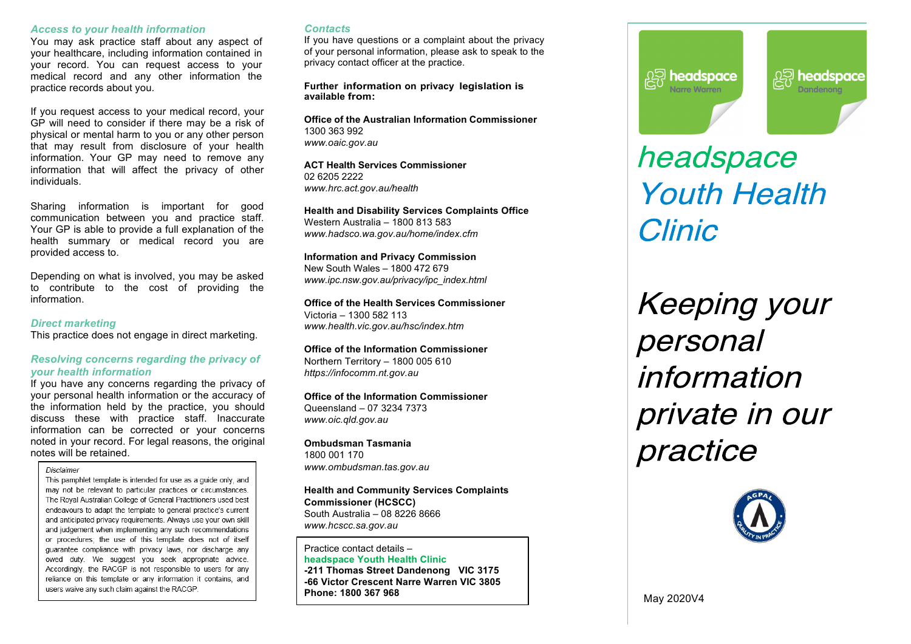### *Access to your health information*

You may ask practice staff about any aspect of your healthcare, including information contained in your record. You can request access to your medical record and any other information the practice records about you.

If you request access to your medical record, your GP will need to consider if there may be a risk of physical or mental harm to you or any other person that may result from disclosure of your health information. Your GP may need to remove any information that will affect the privacy of other individuals.

Sharing information is important for good communication between you and practice staff. Your GP is able to provide a full explanation of the health summary or medical record you are provided access to.

Depending on what is involved, you may be asked to contribute to the cost of providing the information.

### *Direct marketing*

This practice does not engage in direct marketing.

### *Resolving concerns regarding the privacy of your health information*

If you have any concerns regarding the privacy of your personal health information or the accuracy of the information held by the practice, you should discuss these with practice staff. Inaccurate information can be corrected or your concerns noted in your record. For legal reasons, the original notes will be retained.

*Disclaimer*

This pamphlet template is intended for use as a guide only, and may not be relevant to particular practices or circumstances. The Royal Australian College of General Practitioners used best endeavours to adapt the template to general practice's current and anticipated privacy requirements. Always use your own skill and judgement when implementing any such recommendations or procedures; the use of this template does not of itself guarantee compliance with privacy laws, nor discharge any owed duty. We suggest you seek appropriate advice. Accordingly, the RACGP is not responsible to users for any reliance on this template or any information it contains, and users waive any such claim against the RACGP.

### *Contacts*

If you have questions or a complaint about the privacy of your personal information, please ask to speak to the privacy contact officer at the practice.

**Further information on privacy legislation is available from:**

**Office of the Australian Information Commissioner**
1300 363 992
*www.oaic.gov.au*

**ACT Health Services Commissioner**
02 6205 2222
*www.hrc.act.gov.au/health*

**Health and Disability Services Complaints Office**
Western Australia – 1800 813 583
*www.hadsco.wa.gov.au/home/index.cfm*

**Information and Privacy Commission**
New South Wales – 1800 472 679
*www.ipc.nsw.gov.au/privacy/ipc_index.html*

**Office of the Health Services Commissioner**
Victoria – 1300 582 113
*www.health.vic.gov.au/hsc/index.htm*

**Office of the Information Commissioner**
Northern Territory – 1800 005 610
*https://infocomm.nt.gov.au*

**Office of the Information Commissioner**
Queensland – 07 3234 7373
*www.oic.qld.gov.au*

**Ombudsman Tasmania**
1800 001 170
*www.ombudsman.tas.gov.au*

**Health and Community Services Complaints Commissioner (HCSCC)**
South Australia – 08 8226 8666
*www.hcscc.sa.gov.au*

Practice contact details –
**headspace Youth Health Clinic**
**-211 Thomas Street Dandenong VIC 3175**
**-66 Victor Crescent Narre Warren VIC 3805**
**Phone: 1800 367 968**

headspace Narre Warren

headspace Dandenong

# *headspace Youth Health Clinic*

# *Keeping your personal information private in our practice*

May 2020V4